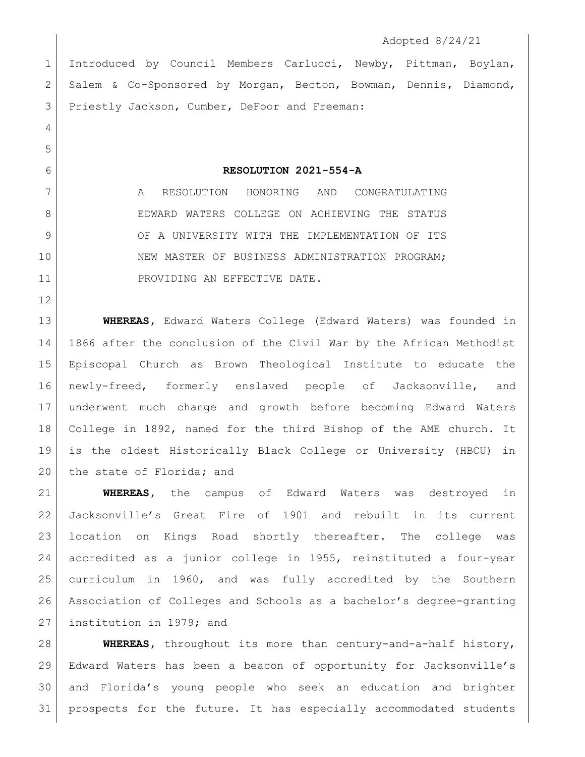Adopted 8/24/21

Introduced by Council Members Carlucci, Newby, Pittman, Boylan, Salem & Co-Sponsored by Morgan, Becton, Bowman, Dennis, Diamond, Priestly Jackson, Cumber, DeFoor and Freeman:

**RESOLUTION 2021-554-A**

A RESOLUTION HONORING AND CONGRATULATING EDWARD WATERS COLLEGE ON ACHIEVING THE STATUS OF A UNIVERSITY WITH THE IMPLEMENTATION OF ITS NEW MASTER OF BUSINESS ADMINISTRATION PROGRAM; PROVIDING AN EFFECTIVE DATE.

**WHEREAS,** Edward Waters College (Edward Waters) was founded in 1866 after the conclusion of the Civil War by the African Methodist Episcopal Church as Brown Theological Institute to educate the newly-freed, formerly enslaved people of Jacksonville, and underwent much change and growth before becoming Edward Waters College in 1892, named for the third Bishop of the AME church. It is the oldest Historically Black College or University (HBCU) in the state of Florida; and

**WHEREAS,** the campus of Edward Waters was destroyed in Jacksonville's Great Fire of 1901 and rebuilt in its current location on Kings Road shortly thereafter. The college was accredited as a junior college in 1955, reinstituted a four-year curriculum in 1960, and was fully accredited by the Southern Association of Colleges and Schools as a bachelor's degree-granting institution in 1979; and

**WHEREAS,** throughout its more than century-and-a-half history, Edward Waters has been a beacon of opportunity for Jacksonville's and Florida's young people who seek an education and brighter prospects for the future. It has especially accommodated students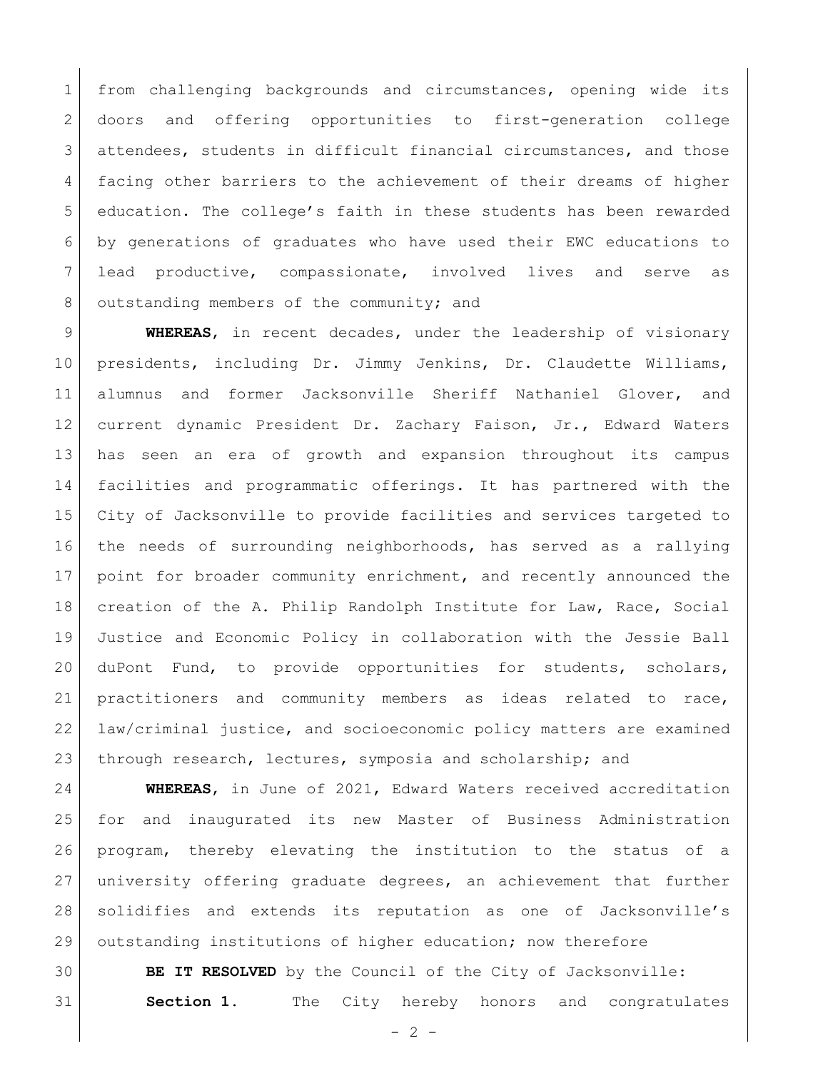from challenging backgrounds and circumstances, opening wide its doors and offering opportunities to first-generation college attendees, students in difficult financial circumstances, and those facing other barriers to the achievement of their dreams of higher education. The college's faith in these students has been rewarded by generations of graduates who have used their EWC educations to lead productive, compassionate, involved lives and serve as outstanding members of the community; and

**WHEREAS**, in recent decades, under the leadership of visionary presidents, including Dr. Jimmy Jenkins, Dr. Claudette Williams, alumnus and former Jacksonville Sheriff Nathaniel Glover, and current dynamic President Dr. Zachary Faison, Jr., Edward Waters has seen an era of growth and expansion throughout its campus facilities and programmatic offerings. It has partnered with the City of Jacksonville to provide facilities and services targeted to the needs of surrounding neighborhoods, has served as a rallying point for broader community enrichment, and recently announced the creation of the A. Philip Randolph Institute for Law, Race, Social Justice and Economic Policy in collaboration with the Jessie Ball duPont Fund, to provide opportunities for students, scholars, practitioners and community members as ideas related to race, law/criminal justice, and socioeconomic policy matters are examined through research, lectures, symposia and scholarship; and

**WHEREAS**, in June of 2021, Edward Waters received accreditation for and inaugurated its new Master of Business Administration program, thereby elevating the institution to the status of a university offering graduate degrees, an achievement that further solidifies and extends its reputation as one of Jacksonville's outstanding institutions of higher education; now therefore

**BE IT RESOLVED** by the Council of the City of Jacksonville:

**Section 1.** The City hereby honors and congratulates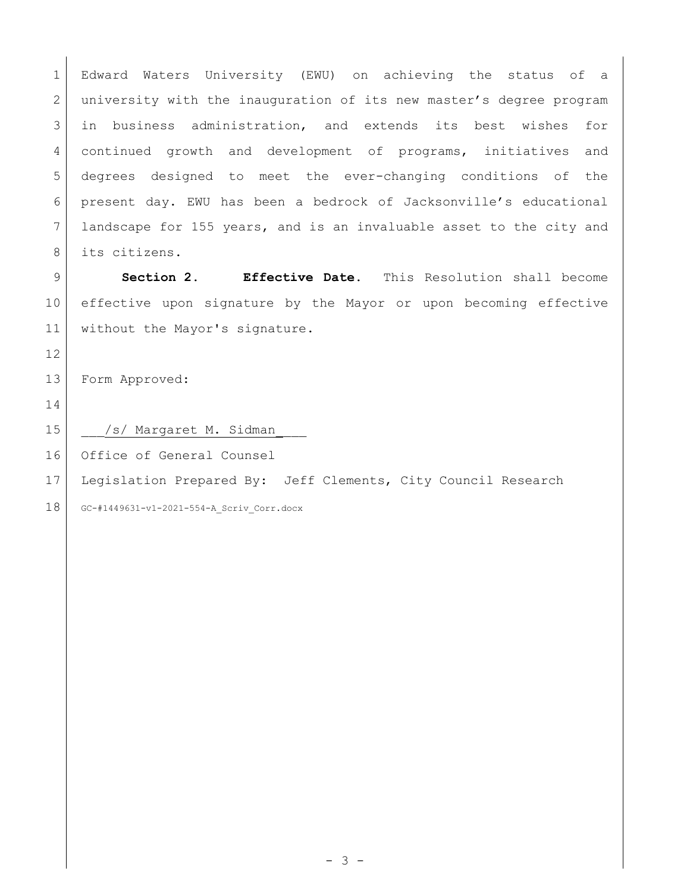Edward Waters University (EWU) on achieving the status of a university with the inauguration of its new master's degree program in business administration, and extends its best wishes for continued growth and development of programs, initiatives and degrees designed to meet the ever-changing conditions of the present day. EWU has been a bedrock of Jacksonville's educational landscape for 155 years, and is an invaluable asset to the city and its citizens.

**Section 2. Effective Date.** This Resolution shall become effective upon signature by the Mayor or upon becoming effective without the Mayor's signature.

Form Approved:

/s/ Margaret M. Sidman

Office of General Counsel

Legislation Prepared By: Jeff Clements, City Council Research

GC-#1449631-v1-2021-554-A_Scriv_Corr.docx